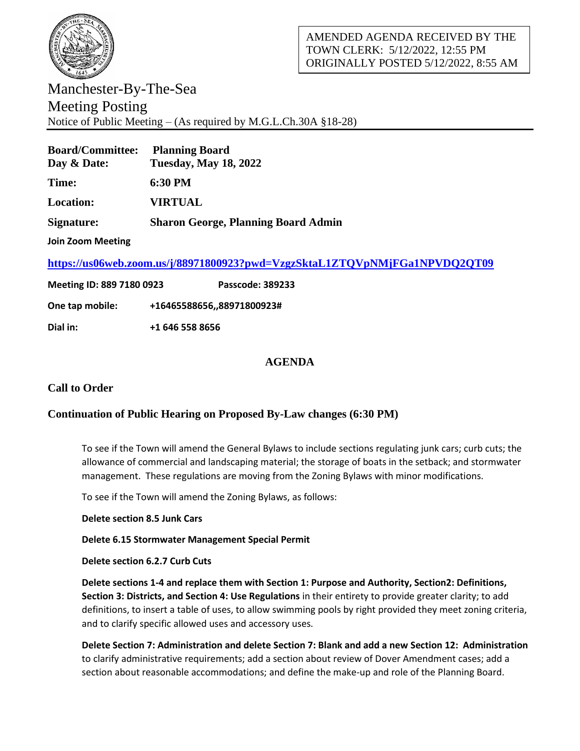AMENDED AGENDA RECEIVED BY THE TOWN CLERK: 5/12/2022, 12:55 PM
ORIGINALLY POSTED 5/12/2022, 8:55 AM

# Manchester-By-The-Sea

## Meeting Posting

Notice of Public Meeting – (As required by M.G.L.Ch.30A §18-28)

| | |
|---|---|
| **Board/Committee:** | **Planning Board** |
| **Day & Date:** | **Tuesday, May 18, 2022** |
| **Time:** | **6:30 PM** |
| **Location:** | **VIRTUAL** |
| **Signature:** | **Sharon George, Planning Board Admin** |

**Join Zoom Meeting**

**https://us06web.zoom.us/j/88971800923?pwd=VzgzSktaL1ZTQVpNMjFGa1NPVDQ2QT09**

**Meeting ID: 889 7180 0923** **Passcode: 389233**

**One tap mobile:** **+16465588656,,88971800923#**

**Dial in:** **+1 646 558 8656**

## AGENDA

### Call to Order

### Continuation of Public Hearing on Proposed By-Law changes (6:30 PM)

To see if the Town will amend the General Bylaws to include sections regulating junk cars; curb cuts; the allowance of commercial and landscaping material; the storage of boats in the setback; and stormwater management. These regulations are moving from the Zoning Bylaws with minor modifications.

To see if the Town will amend the Zoning Bylaws, as follows:

**Delete section 8.5 Junk Cars**

**Delete 6.15 Stormwater Management Special Permit**

**Delete section 6.2.7 Curb Cuts**

**Delete sections 1-4 and replace them with Section 1: Purpose and Authority, Section2: Definitions, Section 3: Districts, and Section 4: Use Regulations** in their entirety to provide greater clarity; to add definitions, to insert a table of uses, to allow swimming pools by right provided they meet zoning criteria, and to clarify specific allowed uses and accessory uses.

**Delete Section 7: Administration and delete Section 7: Blank and add a new Section 12: Administration** to clarify administrative requirements; add a section about review of Dover Amendment cases; add a section about reasonable accommodations; and define the make-up and role of the Planning Board.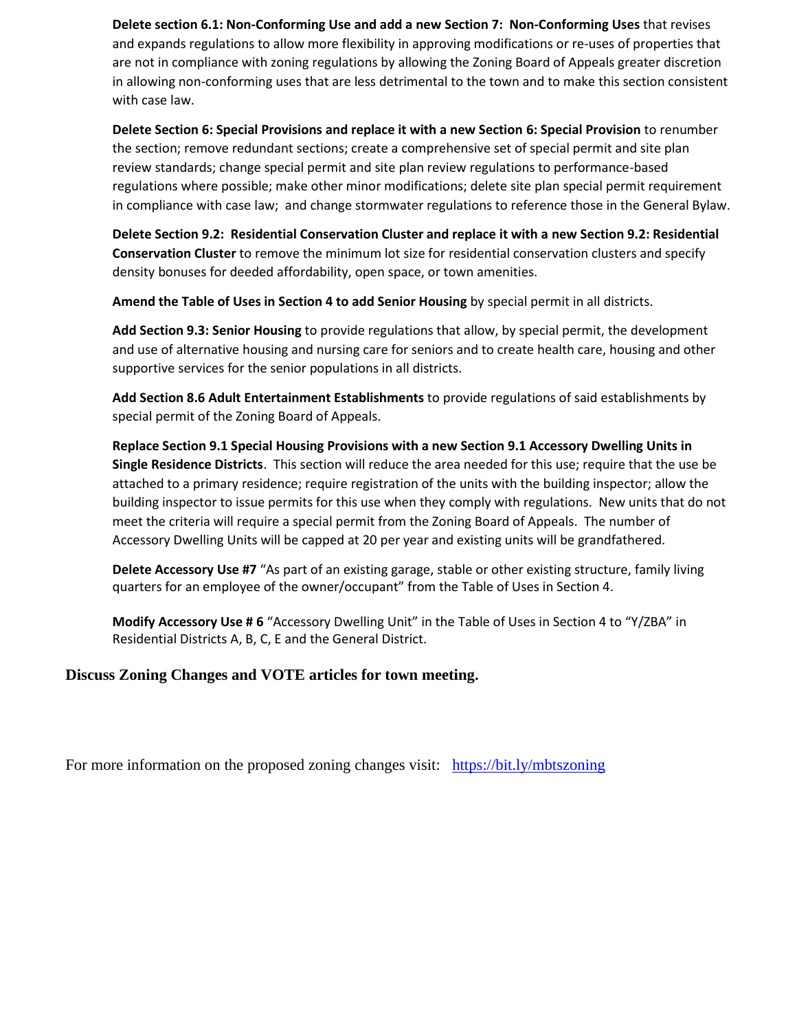**Delete section 6.1: Non-Conforming Use and add a new Section 7: Non-Conforming Uses** that revises and expands regulations to allow more flexibility in approving modifications or re-uses of properties that are not in compliance with zoning regulations by allowing the Zoning Board of Appeals greater discretion in allowing non-conforming uses that are less detrimental to the town and to make this section consistent with case law.

**Delete Section 6: Special Provisions and replace it with a new Section 6: Special Provision** to renumber the section; remove redundant sections; create a comprehensive set of special permit and site plan review standards; change special permit and site plan review regulations to performance-based regulations where possible; make other minor modifications; delete site plan special permit requirement in compliance with case law; and change stormwater regulations to reference those in the General Bylaw.

**Delete Section 9.2: Residential Conservation Cluster and replace it with a new Section 9.2: Residential Conservation Cluster** to remove the minimum lot size for residential conservation clusters and specify density bonuses for deeded affordability, open space, or town amenities.

**Amend the Table of Uses in Section 4 to add Senior Housing** by special permit in all districts.

**Add Section 9.3: Senior Housing** to provide regulations that allow, by special permit, the development and use of alternative housing and nursing care for seniors and to create health care, housing and other supportive services for the senior populations in all districts.

**Add Section 8.6 Adult Entertainment Establishments** to provide regulations of said establishments by special permit of the Zoning Board of Appeals.

**Replace Section 9.1 Special Housing Provisions with a new Section 9.1 Accessory Dwelling Units in Single Residence Districts**. This section will reduce the area needed for this use; require that the use be attached to a primary residence; require registration of the units with the building inspector; allow the building inspector to issue permits for this use when they comply with regulations. New units that do not meet the criteria will require a special permit from the Zoning Board of Appeals. The number of Accessory Dwelling Units will be capped at 20 per year and existing units will be grandfathered.

**Delete Accessory Use #7** "As part of an existing garage, stable or other existing structure, family living quarters for an employee of the owner/occupant" from the Table of Uses in Section 4.

**Modify Accessory Use # 6** "Accessory Dwelling Unit" in the Table of Uses in Section 4 to "Y/ZBA" in Residential Districts A, B, C, E and the General District.

**Discuss Zoning Changes and VOTE articles for town meeting.**

For more information on the proposed zoning changes visit: https://bit.ly/mbtszoning